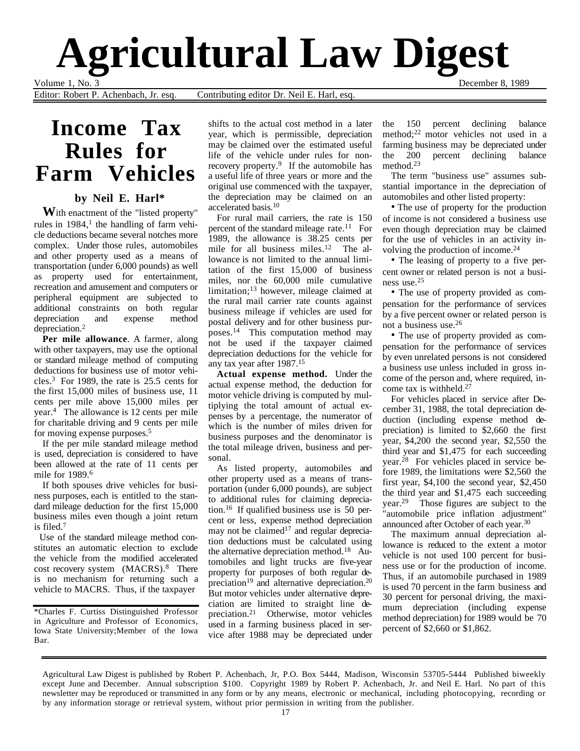# Agricultural Law Digest

Volume 1, No. 3 — December 8, 1989

Editor: Robert P. Achenbach, Jr. esq. Contributing editor Dr. Neil E. Harl, esq.

## Income Tax Rules for Farm Vehicles

**by Neil E. Harl***

With enactment of the "listed property" rules in 1984,[1] the handling of farm vehicle deductions became several notches more complex. Under those rules, automobiles and other property used as a means of transportation (under 6,000 pounds) as well as property used for entertainment, recreation and amusement and computers or peripheral equipment are subjected to additional constraints on both regular depreciation and expense method depreciation.[2]

**Per mile allowance**. A farmer, along with other taxpayers, may use the optional or standard mileage method of computing deductions for business use of motor vehicles.[3] For 1989, the rate is 25.5 cents for the first 15,000 miles of business use, 11 cents per mile above 15,000 miles per year.[4] The allowance is 12 cents per mile for charitable driving and 9 cents per mile for moving expense purposes.[5]

If the per mile standard mileage method is used, depreciation is considered to have been allowed at the rate of 11 cents per mile for 1989.[6]

If both spouses drive vehicles for business purposes, each is entitled to the standard mileage deduction for the first 15,000 business miles even though a joint return is filed.[7]

Use of the standard mileage method constitutes an automatic election to exclude the vehicle from the modified accelerated cost recovery system (MACRS).[8] There is no mechanism for returning such a vehicle to MACRS. Thus, if the taxpayer shifts to the actual cost method in a later year, which is permissible, depreciation may be claimed over the estimated useful life of the vehicle under rules for nonrecovery property.[9] If the automobile has a useful life of three years or more and the original use commenced with the taxpayer, the depreciation may be claimed on an accelerated basis.[10]

For rural mail carriers, the rate is 150 percent of the standard mileage rate.[11] For 1989, the allowance is 38.25 cents per mile for all business miles.[12] The allowance is not limited to the annual limitation of the first 15,000 of business miles, nor the 60,000 mile cumulative limitation;[13] however, mileage claimed at the rural mail carrier rate counts against business mileage if vehicles are used for postal delivery and for other business purposes.[14] This computation method may not be used if the taxpayer claimed depreciation deductions for the vehicle for any tax year after 1987.[15]

**Actual expense method.** Under the actual expense method, the deduction for motor vehicle driving is computed by multiplying the total amount of actual expenses by a percentage, the numerator of which is the number of miles driven for business purposes and the denominator is the total mileage driven, business and personal.

As listed property, automobiles and other property used as a means of transportation (under 6,000 pounds), are subject to additional rules for claiming depreciation.[16] If qualified business use is 50 percent or less, expense method depreciation may not be claimed[17] and regular depreciation deductions must be calculated using the alternative depreciation method.[18] Automobiles and light trucks are five-year property for purposes of both regular depreciation[19] and alternative depreciation.[20] But motor vehicles under alternative depreciation are limited to straight line depreciation.[21] Otherwise, motor vehicles used in a farming business placed in service after 1988 may be depreciated under the 150 percent declining balance method;[22] motor vehicles not used in a farming business may be depreciated under the 200 percent declining balance method.[23]

The term "business use" assumes substantial importance in the depreciation of automobiles and other listed property:

- The use of property for the production of income is not considered a business use even though depreciation may be claimed for the use of vehicles in an activity involving the production of income.[24]
- The leasing of property to a five percent owner or related person is not a business use.[25]
- The use of property provided as compensation for the performance of services by a five percent owner or related person is not business use.[26]
- The use of property provided as compensation for the performance of services by even unrelated persons is not considered a business use unless included in gross income of the person and, where required, income tax is withheld.[27]

For vehicles placed in service after December 31, 1988, the total depreciation deduction (including expense method depreciation) is limited to $2,660 the first year, $4,200 the second year, $2,550 the third year and $1,475 for each succeeding year.[28] For vehicles placed in service before 1989, the limitations were $2,560 the first year, $4,100 the second year, $2,450 the third year and $1,475 each succeeding year.[29] Those figures are subject to the "automobile price inflation adjustment" announced after October of each year.[30]

The maximum annual depreciation allowance is reduced to the extent a motor vehicle is not used 100 percent for business use or for the production of income. Thus, if an automobile purchased in 1989 is used 70 percent in the farm business and 30 percent for personal driving, the maximum depreciation (including expense method depreciation) for 1989 would be 70 percent of $2,660 or $1,862.

*Charles F. Curtiss Distinguished Professor in Agriculture and Professor of Economics, Iowa State University;Member of the Iowa Bar.

Agricultural Law Digest is published by Robert P. Achenbach, Jr, P.O. Box 5444, Madison, Wisconsin 53705-5444 Published biweekly except June and December. Annual subscription $100. Copyright 1989 by Robert P. Achenbach, Jr. and Neil E. Harl. No part of this newsletter may be reproduced or transmitted in any form or by any means, electronic or mechanical, including photocopying, recording or by any information storage or retrieval system, without prior permission in writing from the publisher.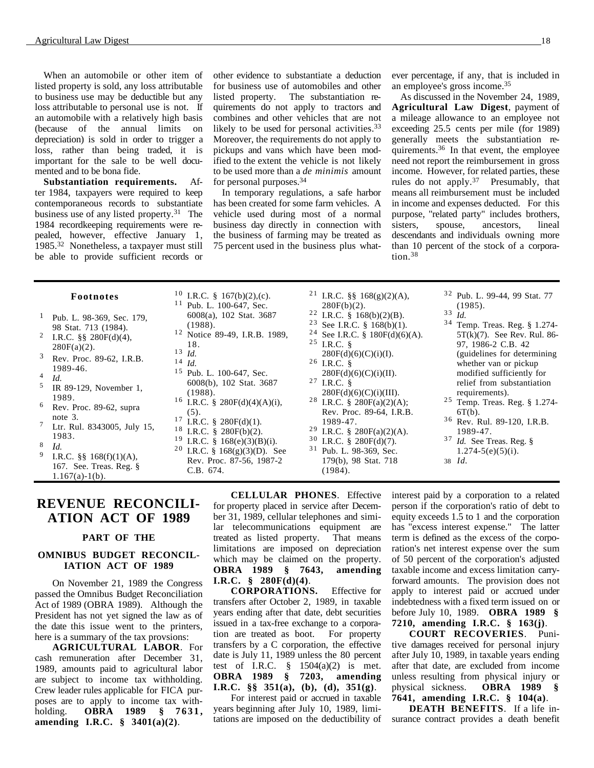When an automobile or other item of listed property is sold, any loss attributable to business use may be deductible but any loss attributable to personal use is not. If an automobile with a relatively high basis (because of the annual limits on depreciation) is sold in order to trigger a loss, rather than being traded, it is important for the sale to be well documented and to be bona fide.

**Substantiation requirements.** After 1984, taxpayers were required to keep contemporaneous records to substantiate business use of any listed property.[31] The 1984 recordkeeping requirements were repealed, however, effective January 1, 1985.[32] Nonetheless, a taxpayer must still be able to provide sufficient records or other evidence to substantiate a deduction for business use of automobiles and other listed property. The substantiation requirements do not apply to tractors and combines and other vehicles that are not likely to be used for personal activities.[33] Moreover, the requirements do not apply to pickups and vans which have been modified to the extent the vehicle is not likely to be used more than a *de minimis* amount for personal purposes.[34]

In temporary regulations, a safe harbor has been created for some farm vehicles. A vehicle used during most of a normal business day directly in connection with the business of farming may be treated as 75 percent used in the business plus whatever percentage, if any, that is included in an employee's gross income.[35]

As discussed in the November 24, 1989, **Agricultural Law Digest**, payment of a mileage allowance to an employee not exceeding 25.5 cents per mile (for 1989) generally meets the substantiation requirements.[36] In that event, the employee need not report the reimbursement in gross income. However, for related parties, these rules do not apply.[37] Presumably, that means all reimbursement must be included in income and expenses deducted. For this purpose, "related party" includes brothers, sisters, spouse, ancestors, lineal descendants and individuals owning more than 10 percent of the stock of a corporation.[38]

**Footnotes**

1 Pub. L. 98-369, Sec. 179, 98 Stat. 713 (1984).
2 I.R.C. §§ 280F(d)(4), 280F(a)(2).
3 Rev. Proc. 89-62, I.R.B. 1989-46.
4 *Id.*
5 IR 89-129, November 1, 1989.
6 Rev. Proc. 89-62, supra note 3.
7 Ltr. Rul. 8343005, July 15, 1983.
8 *Id.*
9 I.R.C. §§ 168(f)(1)(A), 167. See. Treas. Reg. § 1.167(a)-1(b).
10 I.R.C. § 167(b)(2),(c).
11 Pub. L. 100-647, Sec. 6008(a), 102 Stat. 3687 (1988).
12 Notice 89-49, I.R.B. 1989, 18.
13 *Id.*
14 *Id.*
15 Pub. L. 100-647, Sec. 6008(b), 102 Stat. 3687 (1988).
16 I.R.C. § 280F(d)(4)(A)(i), (5).
17 I.R.C. § 280F(d)(1).
18 I.R.C. § 280F(b)(2).
19 I.R.C. § 168(e)(3)(B)(i).
20 I.R.C. § 168(g)(3)(D). See Rev. Proc. 87-56, 1987-2 C.B. 674.
21 I.R.C. §§ 168(g)(2)(A), 280F(b)(2).
22 I.R.C. § 168(b)(2)(B).
23 See I.R.C. § 168(b)(1).
24 See I.R.C. § 180F(d)(6)(A).
25 I.R.C. § 280F(d)(6)(C)(i)(I).
26 I.R.C. § 280F(d)(6)(C)(i)(II).
27 I.R.C. § 280F(d)(6)(C)(i)(III).
28 I.R.C. § 280F(a)(2)(A); Rev. Proc. 89-64, I.R.B. 1989-47.
29 I.R.C. § 280F(a)(2)(A).
30 I.R.C. § 280F(d)(7).
31 Pub. L. 98-369, Sec. 179(b), 98 Stat. 718 (1984).
32 Pub. L. 99-44, 99 Stat. 77 (1985).
33 *Id.*
34 Temp. Treas. Reg. § 1.274-5T(k)(7). See Rev. Rul. 86-97, 1986-2 C.B. 42 (guidelines for determining whether van or pickup modified sufficiently for relief from substantiation requirements).
25 Temp. Treas. Reg. § 1.274-6T(b).
36 Rev. Rul. 89-120, I.R.B. 1989-47.
37 *Id.* See Treas. Reg. § 1.274-5(e)(5)(i).
38 *Id.*

# REVENUE RECONCILIATION ACT OF 1989

### PART OF THE

### OMNIBUS BUDGET RECONCILIATION ACT OF 1989

On November 21, 1989 the Congress passed the Omnibus Budget Reconciliation Act of 1989 (OBRA 1989). Although the President has not yet signed the law as of the date this issue went to the printers, here is a summary of the tax provsions:

**AGRICULTURAL LABOR**. For cash remuneration after December 31, 1989, amounts paid to agricultural labor are subject to income tax withholding. Crew leader rules applicable for FICA purposes are to apply to income tax withholding. **OBRA 1989 § 7631, amending I.R.C. § 3401(a)(2)**.

**CELLULAR PHONES**. Effective for property placed in service after December 31, 1989, cellular telephones and similar telecommunications equipment are treated as listed property. That means limitations are imposed on depreciation which may be claimed on the property. **OBRA 1989 § 7643, amending I.R.C. § 280F(d)(4)**.

**CORPORATIONS.** Effective for transfers after October 2, 1989, in taxable years ending after that date, debt securities issued in a tax-free exchange to a corporation are treated as boot. For property transfers by a C corporation, the effective date is July 11, 1989 unless the 80 percent test of I.R.C. § 1504(a)(2) is met. **OBRA 1989 § 7203, amending I.R.C. §§ 351(a), (b), (d), 351(g)**.

For interest paid or accrued in taxable years beginning after July 10, 1989, limitations are imposed on the deductibility of interest paid by a corporation to a related person if the corporation's ratio of debt to equity exceeds 1.5 to 1 and the corporation has "excess interest expense." The latter term is defined as the excess of the corporation's net interest expense over the sum of 50 percent of the corporation's adjusted taxable income and excess limitation carryforward amounts. The provision does not apply to interest paid or accrued under indebtedness with a fixed term issued on or before July 10, 1989. **OBRA 1989 § 7210, amending I.R.C. § 163(j)**.

**COURT RECOVERIES**. Punitive damages received for personal injury after July 10, 1989, in taxable years ending after that date, are excluded from income unless resulting from physical injury or physical sickness. **OBRA 1989 § 7641, amending I.R.C. § 104(a)**.

**DEATH BENEFITS**. If a life insurance contract provides a death benefit